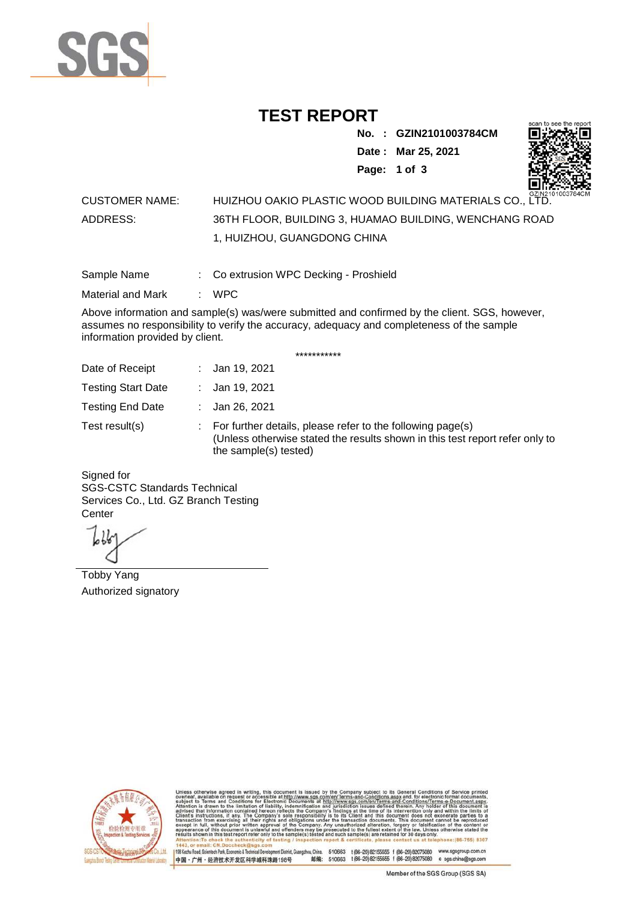# TEST REPORT

**No. : GZIN2101003784CM**

**Date : Mar 25, 2021**

| | | |
|---|---|---|
| CUSTOMER NAME: | | HUIZHOU OAKIO PLASTIC WOOD BUILDING MATERIALS CO., LTD. |
| ADDRESS: | | 36TH FLOOR, BUILDING 3, HUAMAO BUILDING, WENCHANG ROAD 1, HUIZHOU, GUANGDONG CHINA |
| Sample Name | : | Co extrusion WPC Decking - Proshield |
| Material and Mark | : | WPC |

Above information and sample(s) was/were submitted and confirmed by the client. SGS, however, assumes no responsibility to verify the accuracy, adequacy and completeness of the sample information provided by client.

***********

| | | |
|---|---|---|
| Date of Receipt | : | Jan 19, 2021 |
| Testing Start Date | : | Jan 19, 2021 |
| Testing End Date | : | Jan 26, 2021 |
| Test result(s) | : | For further details, please refer to the following page(s) (Unless otherwise stated the results shown in this test report refer only to the sample(s) tested) |

Signed for
SGS-CSTC Standards Technical Services Co., Ltd. GZ Branch Testing Center

Tobby Yang
Authorized signatory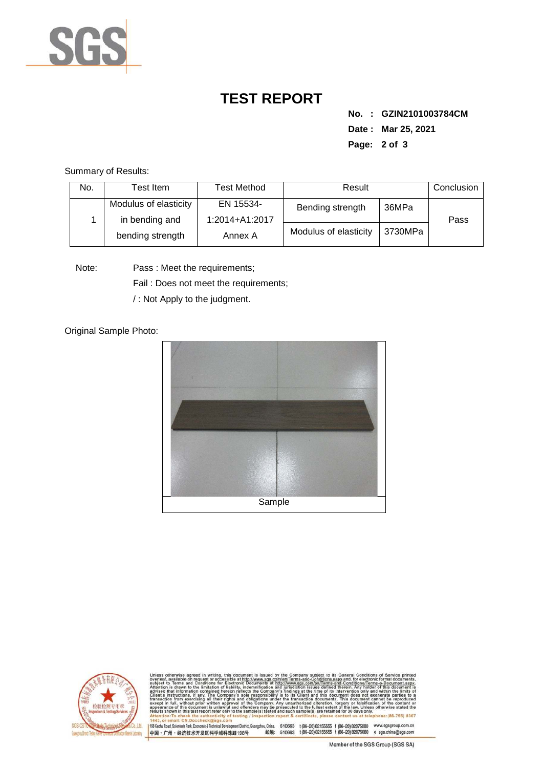# TEST REPORT

**No. : GZIN2101003784CM**

**Date : Mar 25, 2021**

Summary of Results:

| No. | Test Item | Test Method | Result | | Conclusion |
|---|---|---|---|---|---|
| 1 | Modulus of elasticity in bending and bending strength | EN 15534-1:2014+A1:2017 Annex A | Bending strength | 36MPa | Pass |
| | | | Modulus of elasticity | 3730MPa | |

Note: Pass : Meet the requirements;

Fail : Does not meet the requirements;

/ : Not Apply to the judgment.

Original Sample Photo:

Sample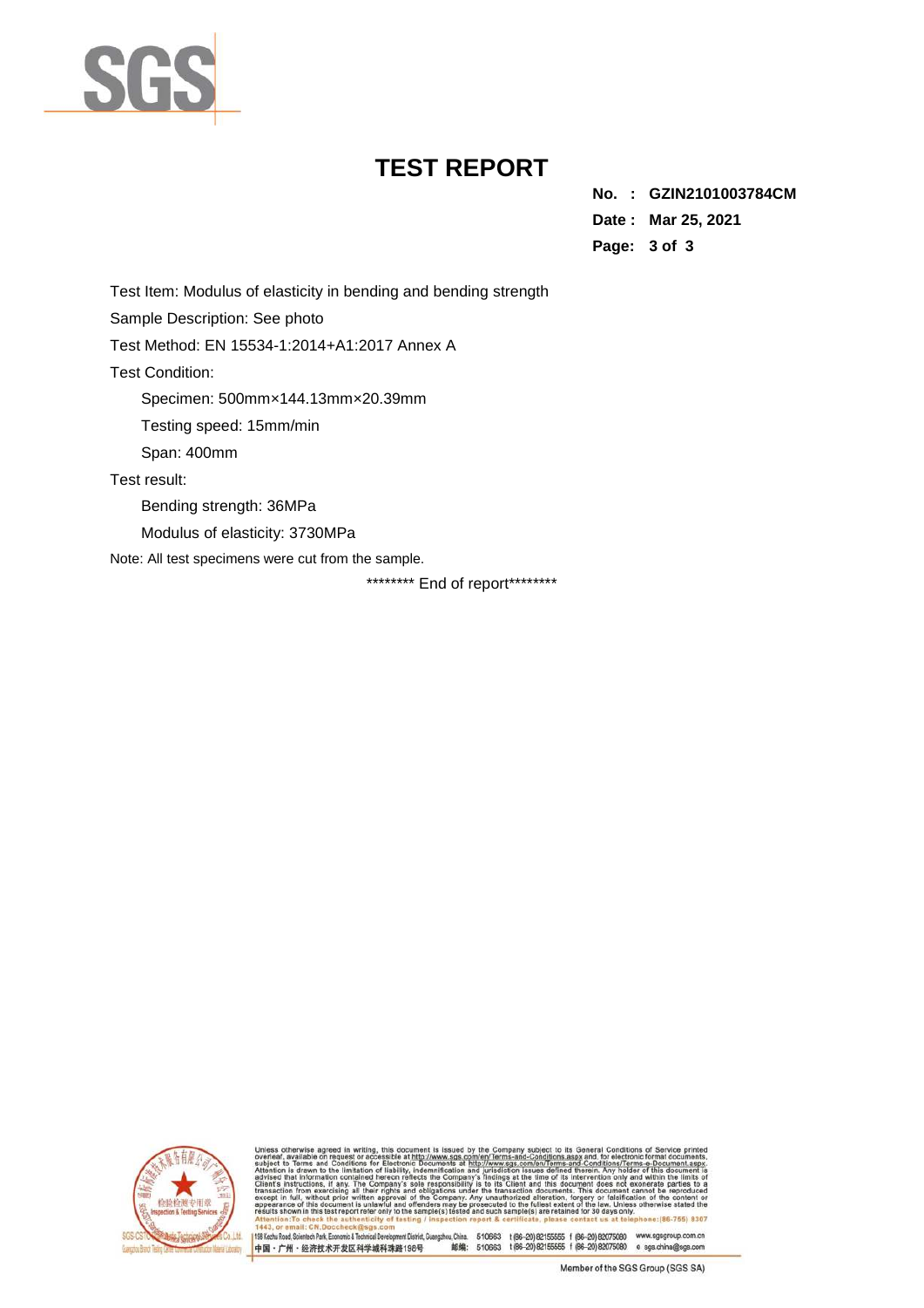# TEST REPORT

**No. : GZIN2101003784CM**

**Date : Mar 25, 2021**

Test Item: Modulus of elasticity in bending and bending strength

Sample Description: See photo

Test Method: EN 15534-1:2014+A1:2017 Annex A

Test Condition:

Specimen: 500mm×144.13mm×20.39mm

Testing speed: 15mm/min

Span: 400mm

Test result:

Bending strength: 36MPa

Modulus of elasticity: 3730MPa

Note: All test specimens were cut from the sample.

******** End of report********